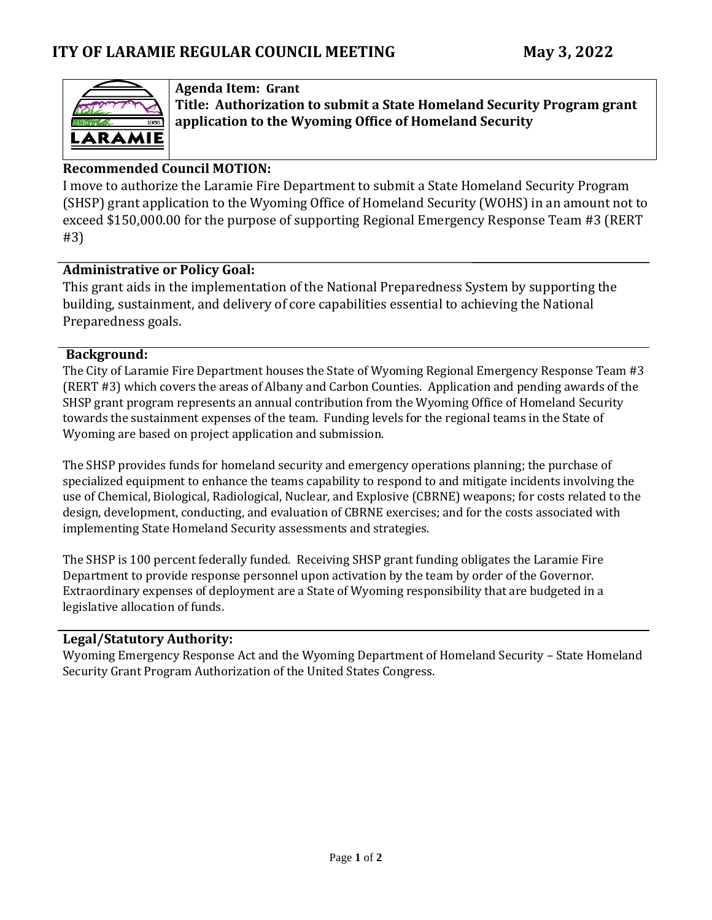# ITY OF LARAMIE REGULAR COUNCIL MEETING May 3, 2022

**Agenda Item: Grant**
**Title: Authorization to submit a State Homeland Security Program grant application to the Wyoming Office of Homeland Security**

## Recommended Council MOTION:

I move to authorize the Laramie Fire Department to submit a State Homeland Security Program (SHSP) grant application to the Wyoming Office of Homeland Security (WOHS) in an amount not to exceed $150,000.00 for the purpose of supporting Regional Emergency Response Team #3 (RERT #3)

## Administrative or Policy Goal:

This grant aids in the implementation of the National Preparedness System by supporting the building, sustainment, and delivery of core capabilities essential to achieving the National Preparedness goals.

## Background:

The City of Laramie Fire Department houses the State of Wyoming Regional Emergency Response Team #3 (RERT #3) which covers the areas of Albany and Carbon Counties. Application and pending awards of the SHSP grant program represents an annual contribution from the Wyoming Office of Homeland Security towards the sustainment expenses of the team. Funding levels for the regional teams in the State of Wyoming are based on project application and submission.

The SHSP provides funds for homeland security and emergency operations planning; the purchase of specialized equipment to enhance the teams capability to respond to and mitigate incidents involving the use of Chemical, Biological, Radiological, Nuclear, and Explosive (CBRNE) weapons; for costs related to the design, development, conducting, and evaluation of CBRNE exercises; and for the costs associated with implementing State Homeland Security assessments and strategies.

The SHSP is 100 percent federally funded. Receiving SHSP grant funding obligates the Laramie Fire Department to provide response personnel upon activation by the team by order of the Governor. Extraordinary expenses of deployment are a State of Wyoming responsibility that are budgeted in a legislative allocation of funds.

## Legal/Statutory Authority:

Wyoming Emergency Response Act and the Wyoming Department of Homeland Security – State Homeland Security Grant Program Authorization of the United States Congress.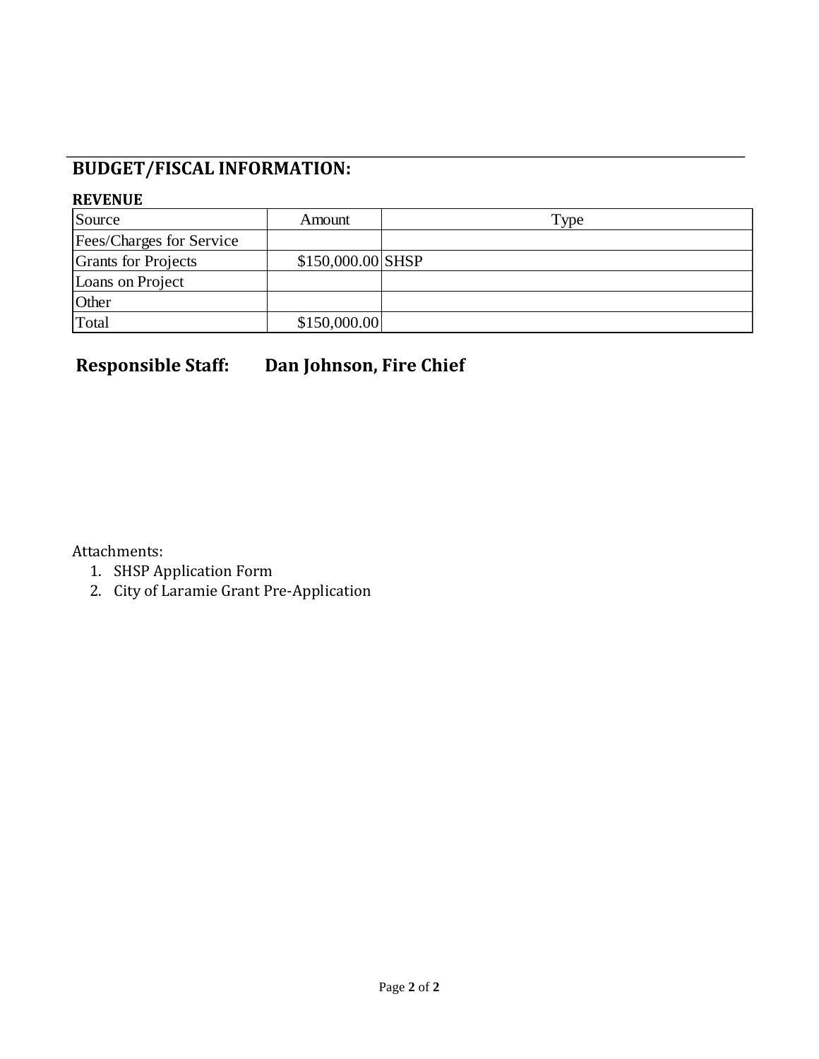## BUDGET/FISCAL INFORMATION:

**REVENUE**

| Source | Amount | Type |
| --- | --- | --- |
| Fees/Charges for Service | | |
| Grants for Projects | $150,000.00 | SHSP |
| Loans on Project | | |
| Other | | |
| Total | $150,000.00 | |

## Responsible Staff: Dan Johnson, Fire Chief

Attachments:

1. SHSP Application Form
2. City of Laramie Grant Pre-Application